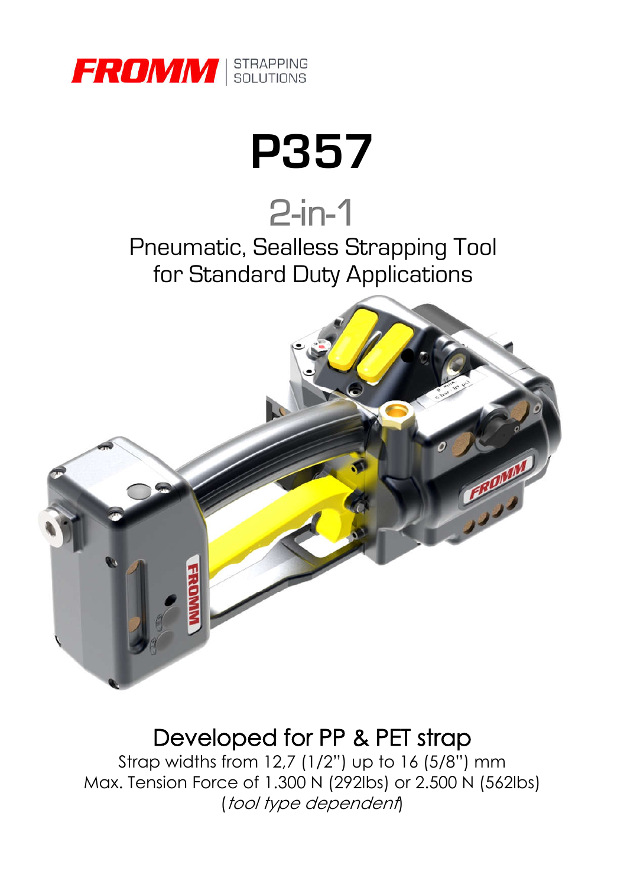FROMM | STRAPPING SOLUTIONS

# P357

## 2-in-1

Pneumatic, Sealless Strapping Tool
for Standard Duty Applications

## Developed for PP & PET strap

Strap widths from 12,7 (1/2") up to 16 (5/8") mm
Max. Tension Force of 1.300 N (292lbs) or 2.500 N (562lbs)
(*tool type dependent*)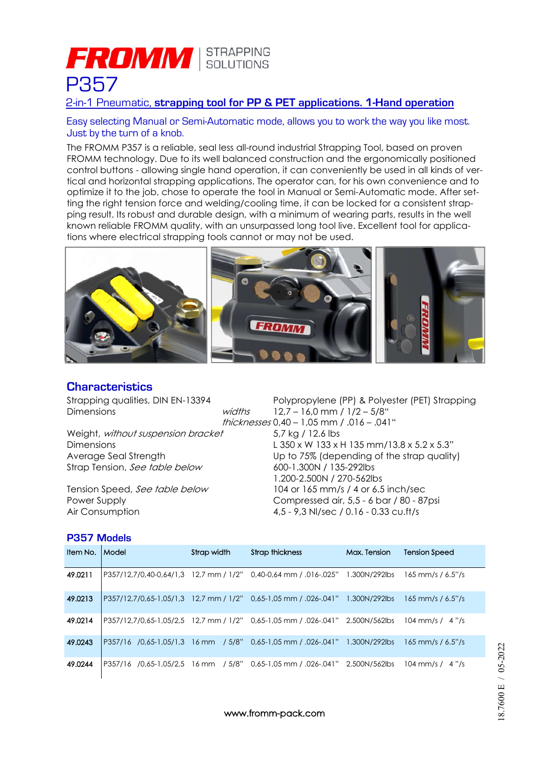# FROMM STRAPPING SOLUTIONS

# P357

## 2-in-1 Pneumatic, **strapping tool for PP & PET applications. 1-Hand operation**

Easy selecting Manual or Semi-Automatic mode, allows you to work the way you like most. Just by the turn of a knob.

The FROMM P357 is a reliable, seal less all-round industrial Strapping Tool, based on proven FROMM technology. Due to its well balanced construction and the ergonomically positioned control buttons - allowing single hand operation, it can conveniently be used in all kinds of vertical and horizontal strapping applications. The operator can, for his own convenience and to optimize it to the job, chose to operate the tool in Manual or Semi-Automatic mode. After setting the right tension force and welding/cooling time, it can be locked for a consistent strapping result. Its robust and durable design, with a minimum of wearing parts, results in the well known reliable FROMM quality, with an unsurpassed long tool live. Excellent tool for applications where electrical strapping tools cannot or may not be used.

## Characteristics

| | | |
|---|---|---|
| Strapping qualities, DIN EN-13394 | | Polypropylene (PP) & Polyester (PET) Strapping |
| Dimensions | *widths* | 12,7 – 16,0 mm / 1/2 – 5/8“ |
| | *thicknesses* | 0,40 – 1,05 mm / .016 – .041“ |
| Weight, *without suspension bracket* | | 5,7 kg / 12.6 lbs |
| Dimensions | | L 350 x W 133 x H 135 mm/13.8 x 5.2 x 5.3” |
| Average Seal Strength | | Up to 75% (depending of the strap quality) |
| Strap Tension, *See table below* | | 600-1.300N / 135-292lbs |
| | | 1.200-2.500N / 270-562lbs |
| Tension Speed, *See table below* | | 104 or 165 mm/s / 4 or 6.5 inch/sec |
| Power Supply | | Compressed air, 5,5 - 6 bar / 80 - 87psi |
| Air Consumption | | 4,5 - 9,3 Nl/sec / 0.16 - 0.33 cu.ft/s |

## P357 Models

| Item No. | Model | Strap width | Strap thickness | Max. Tension | Tension Speed |
|---|---|---|---|---|---|
| 49.0211 | P357/12,7/0,40-0,64/1,3 | 12,7 mm / 1/2" | 0,40-0,64 mm / .016-.025" | 1.300N/292lbs | 165 mm/s / 6.5"/s |
| 49.0213 | P357/12,7/0,65-1,05/1,3 | 12,7 mm / 1/2" | 0,65-1,05 mm / .026-.041" | 1.300N/292lbs | 165 mm/s / 6.5"/s |
| 49.0214 | P357/12,7/0,65-1,05/2,5 | 12,7 mm / 1/2" | 0,65-1,05 mm / .026-.041" | 2.500N/562lbs | 104 mm/s / 4 "/s |
| 49.0243 | P357/16 /0,65-1,05/1,3 | 16 mm / 5/8" | 0,65-1,05 mm / .026-.041" | 1.300N/292lbs | 165 mm/s / 6.5"/s |
| 49.0244 | P357/16 /0,65-1,05/2,5 | 16 mm / 5/8" | 0,65-1,05 mm / .026-.041" | 2.500N/562lbs | 104 mm/s / 4 "/s |

www.fromm-pack.com

18.7600 E / 05-2022